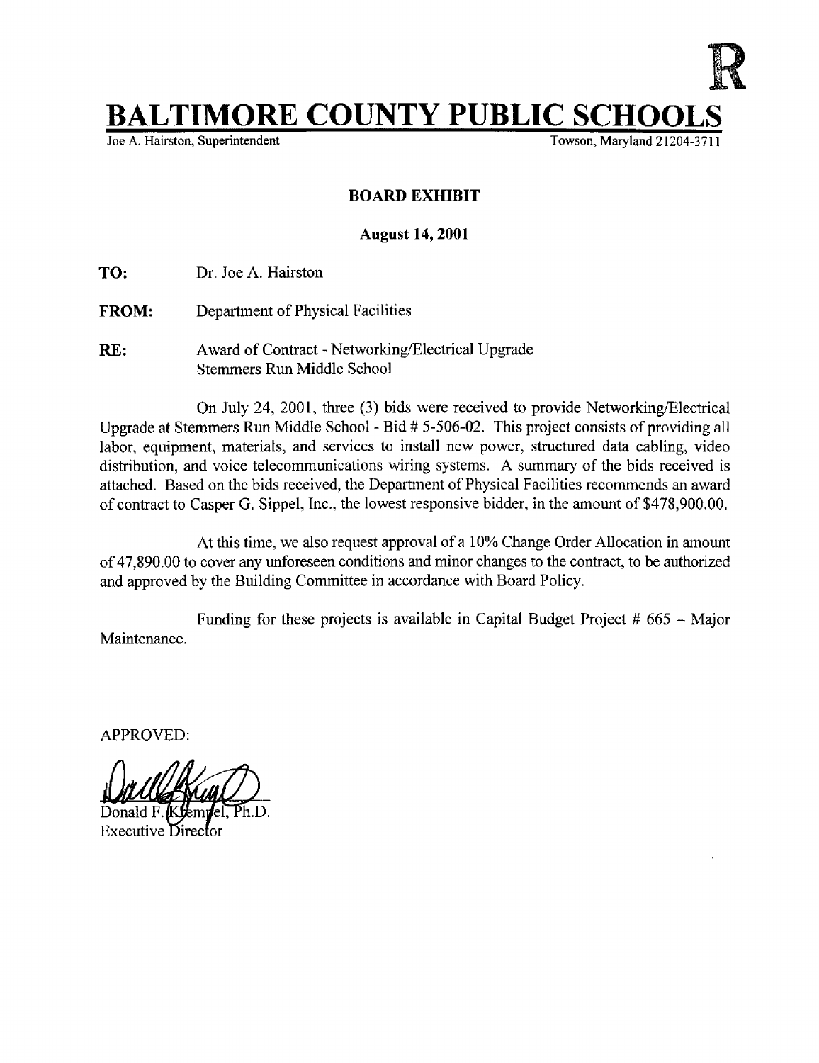R

# BALTIMORE COUNTY PUBLIC SCHOOLS

Joe A. Hairston, Superintendent  Towson, Maryland 21204-3711

**BOARD EXHIBIT**

**August 14, 2001**

**TO:** Dr. Joe A. Hairston

**FROM:** Department of Physical Facilities

**RE:** Award of Contract - Networking/Electrical Upgrade
Stemmers Run Middle School

On July 24, 2001, three (3) bids were received to provide Networking/Electrical Upgrade at Stemmers Run Middle School - Bid # 5-506-02. This project consists of providing all labor, equipment, materials, and services to install new power, structured data cabling, video distribution, and voice telecommunications wiring systems. A summary of the bids received is attached. Based on the bids received, the Department of Physical Facilities recommends an award of contract to Casper G. Sippel, Inc., the lowest responsive bidder, in the amount of $478,900.00.

At this time, we also request approval of a 10% Change Order Allocation in amount of 47,890.00 to cover any unforeseen conditions and minor changes to the contract, to be authorized and approved by the Building Committee in accordance with Board Policy.

Funding for these projects is available in Capital Budget Project # 665 – Major Maintenance.

APPROVED:

Donald F. Krempel, Ph.D.
Executive Director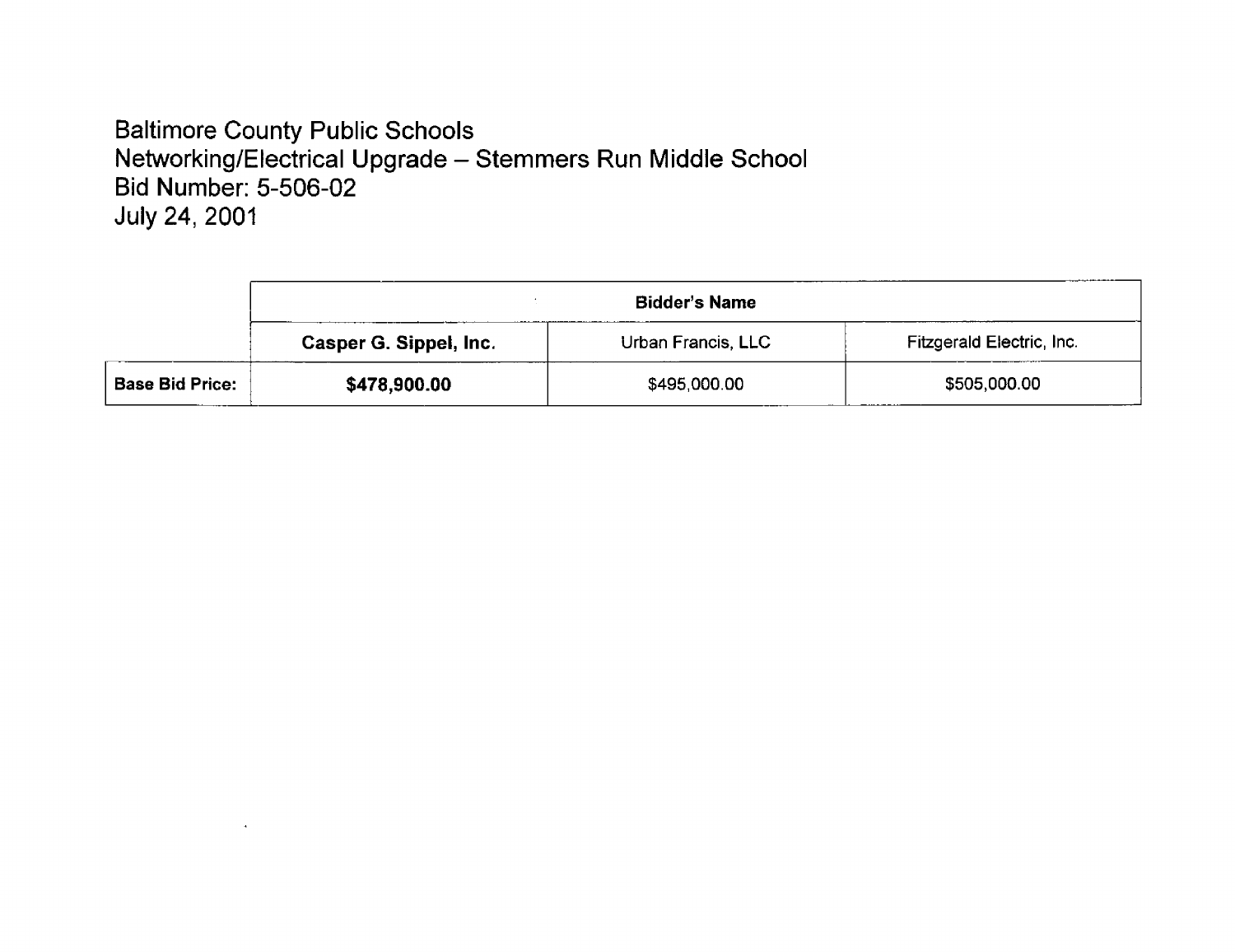Baltimore County Public Schools
Networking/Electrical Upgrade – Stemmers Run Middle School
Bid Number: 5-506-02
July 24, 2001

| | Bidder's Name | | |
|---|---|---|---|
| | **Casper G. Sippel, Inc.** | Urban Francis, LLC | Fitzgerald Electric, Inc. |
| **Base Bid Price:** | **$478,900.00** | $495,000.00 | $505,000.00 |